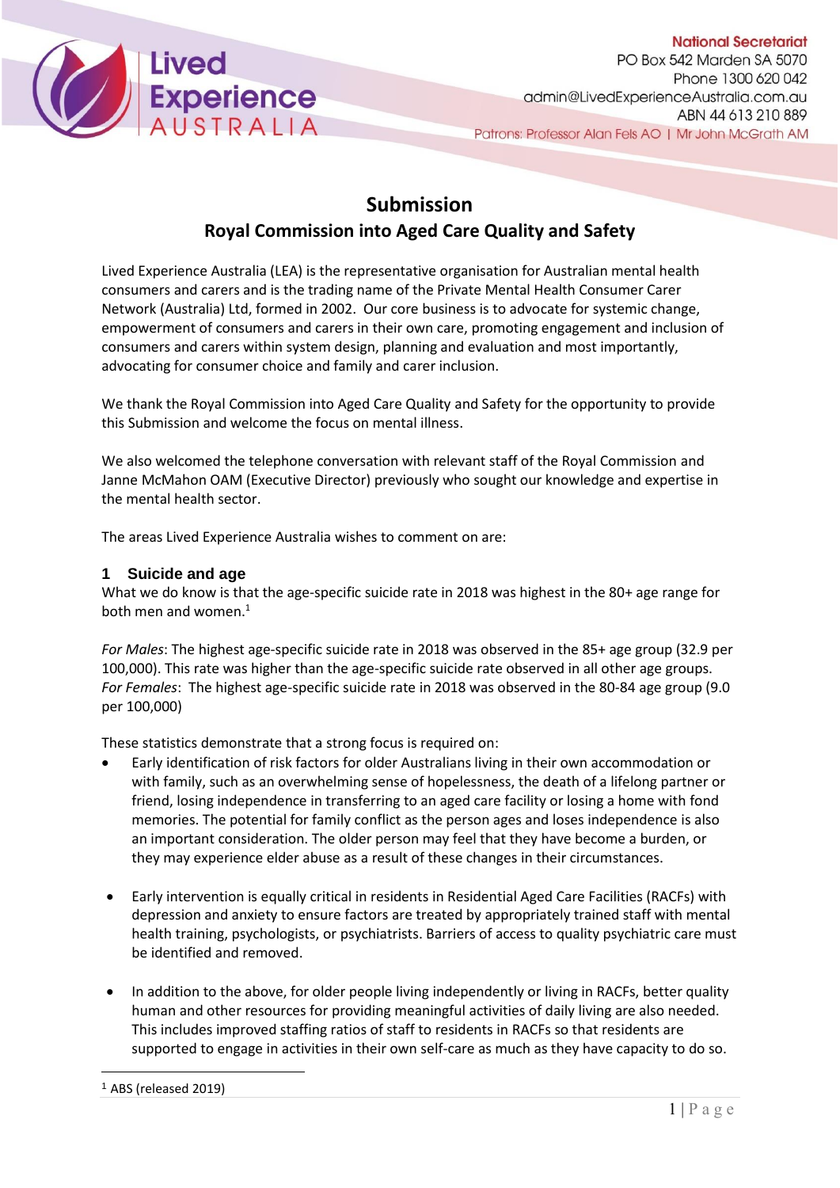Lived Experience AUSTRALIA

**National Secretariat**
PO Box 542 Marden SA 5070
Phone 1300 620 042
admin@LivedExperienceAustralia.com.au
ABN 44 613 210 889
Patrons: Professor Alan Fels AO | Mr John McGrath AM

# Submission

## Royal Commission into Aged Care Quality and Safety

Lived Experience Australia (LEA) is the representative organisation for Australian mental health consumers and carers and is the trading name of the Private Mental Health Consumer Carer Network (Australia) Ltd, formed in 2002. Our core business is to advocate for systemic change, empowerment of consumers and carers in their own care, promoting engagement and inclusion of consumers and carers within system design, planning and evaluation and most importantly, advocating for consumer choice and family and carer inclusion.

We thank the Royal Commission into Aged Care Quality and Safety for the opportunity to provide this Submission and welcome the focus on mental illness.

We also welcomed the telephone conversation with relevant staff of the Royal Commission and Janne McMahon OAM (Executive Director) previously who sought our knowledge and expertise in the mental health sector.

The areas Lived Experience Australia wishes to comment on are:

### 1 Suicide and age

What we do know is that the age-specific suicide rate in 2018 was highest in the 80+ age range for both men and women.[1]

*For Males*: The highest age-specific suicide rate in 2018 was observed in the 85+ age group (32.9 per 100,000). This rate was higher than the age-specific suicide rate observed in all other age groups.
*For Females*: The highest age-specific suicide rate in 2018 was observed in the 80-84 age group (9.0 per 100,000)

These statistics demonstrate that a strong focus is required on:

- Early identification of risk factors for older Australians living in their own accommodation or with family, such as an overwhelming sense of hopelessness, the death of a lifelong partner or friend, losing independence in transferring to an aged care facility or losing a home with fond memories. The potential for family conflict as the person ages and loses independence is also an important consideration. The older person may feel that they have become a burden, or they may experience elder abuse as a result of these changes in their circumstances.

- Early intervention is equally critical in residents in Residential Aged Care Facilities (RACFs) with depression and anxiety to ensure factors are treated by appropriately trained staff with mental health training, psychologists, or psychiatrists. Barriers of access to quality psychiatric care must be identified and removed.

- In addition to the above, for older people living independently or living in RACFs, better quality human and other resources for providing meaningful activities of daily living are also needed. This includes improved staffing ratios of staff to residents in RACFs so that residents are supported to engage in activities in their own self-care as much as they have capacity to do so.

[1] ABS (released 2019)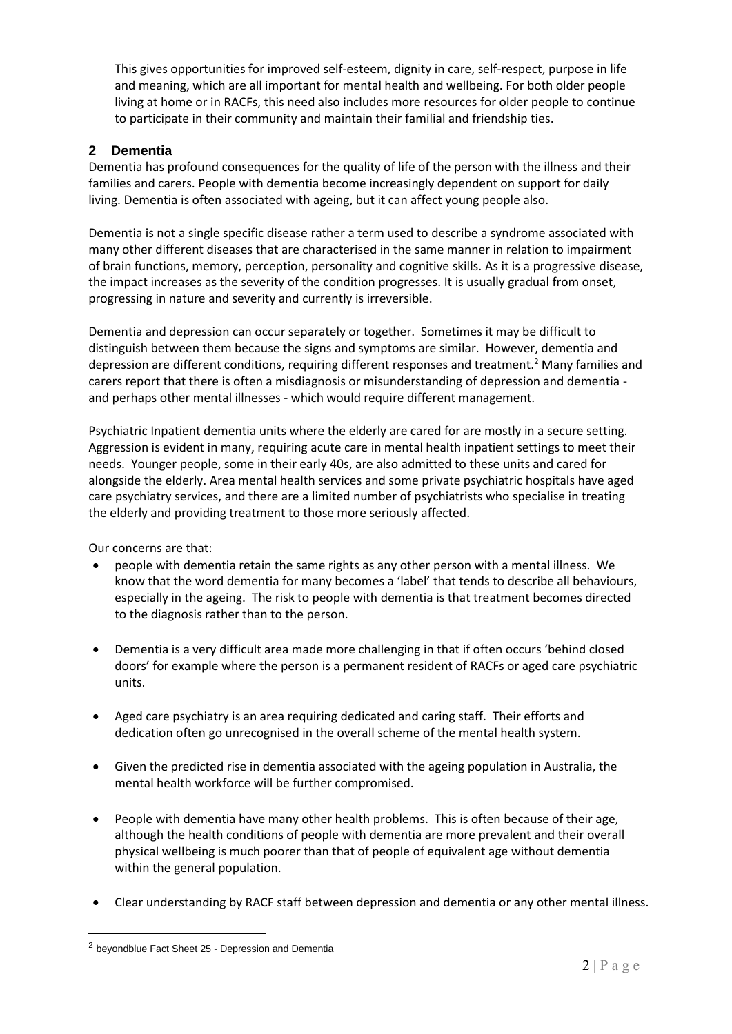This gives opportunities for improved self-esteem, dignity in care, self-respect, purpose in life and meaning, which are all important for mental health and wellbeing. For both older people living at home or in RACFs, this need also includes more resources for older people to continue to participate in their community and maintain their familial and friendship ties.

## 2 Dementia

Dementia has profound consequences for the quality of life of the person with the illness and their families and carers. People with dementia become increasingly dependent on support for daily living. Dementia is often associated with ageing, but it can affect young people also.

Dementia is not a single specific disease rather a term used to describe a syndrome associated with many other different diseases that are characterised in the same manner in relation to impairment of brain functions, memory, perception, personality and cognitive skills. As it is a progressive disease, the impact increases as the severity of the condition progresses. It is usually gradual from onset, progressing in nature and severity and currently is irreversible.

Dementia and depression can occur separately or together. Sometimes it may be difficult to distinguish between them because the signs and symptoms are similar. However, dementia and depression are different conditions, requiring different responses and treatment.[2] Many families and carers report that there is often a misdiagnosis or misunderstanding of depression and dementia - and perhaps other mental illnesses - which would require different management.

Psychiatric Inpatient dementia units where the elderly are cared for are mostly in a secure setting. Aggression is evident in many, requiring acute care in mental health inpatient settings to meet their needs. Younger people, some in their early 40s, are also admitted to these units and cared for alongside the elderly. Area mental health services and some private psychiatric hospitals have aged care psychiatry services, and there are a limited number of psychiatrists who specialise in treating the elderly and providing treatment to those more seriously affected.

Our concerns are that:

- people with dementia retain the same rights as any other person with a mental illness. We know that the word dementia for many becomes a 'label' that tends to describe all behaviours, especially in the ageing. The risk to people with dementia is that treatment becomes directed to the diagnosis rather than to the person.
- Dementia is a very difficult area made more challenging in that if often occurs 'behind closed doors' for example where the person is a permanent resident of RACFs or aged care psychiatric units.
- Aged care psychiatry is an area requiring dedicated and caring staff. Their efforts and dedication often go unrecognised in the overall scheme of the mental health system.
- Given the predicted rise in dementia associated with the ageing population in Australia, the mental health workforce will be further compromised.
- People with dementia have many other health problems. This is often because of their age, although the health conditions of people with dementia are more prevalent and their overall physical wellbeing is much poorer than that of people of equivalent age without dementia within the general population.
- Clear understanding by RACF staff between depression and dementia or any other mental illness.

[2] beyondblue Fact Sheet 25 - Depression and Dementia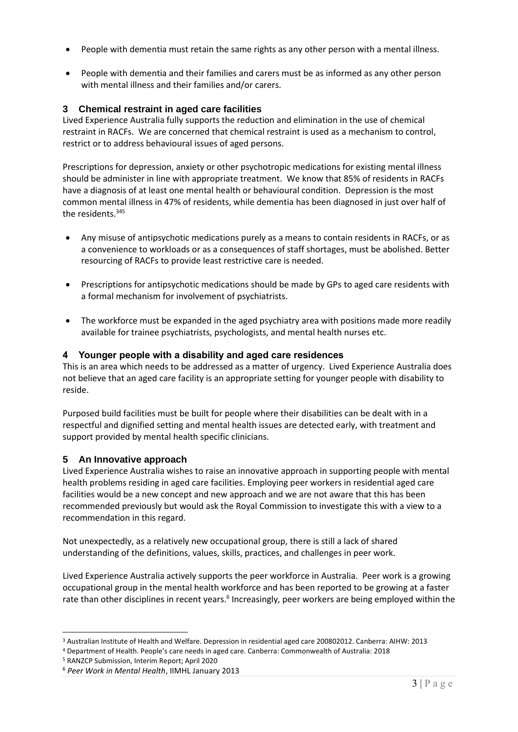- People with dementia must retain the same rights as any other person with a mental illness.

- People with dementia and their families and carers must be as informed as any other person with mental illness and their families and/or carers.

## 3 Chemical restraint in aged care facilities

Lived Experience Australia fully supports the reduction and elimination in the use of chemical restraint in RACFs. We are concerned that chemical restraint is used as a mechanism to control, restrict or to address behavioural issues of aged persons.

Prescriptions for depression, anxiety or other psychotropic medications for existing mental illness should be administer in line with appropriate treatment. We know that 85% of residents in RACFs have a diagnosis of at least one mental health or behavioural condition. Depression is the most common mental illness in 47% of residents, while dementia has been diagnosed in just over half of the residents.[3][4][5]

- Any misuse of antipsychotic medications purely as a means to contain residents in RACFs, or as a convenience to workloads or as a consequences of staff shortages, must be abolished. Better resourcing of RACFs to provide least restrictive care is needed.

- Prescriptions for antipsychotic medications should be made by GPs to aged care residents with a formal mechanism for involvement of psychiatrists.

- The workforce must be expanded in the aged psychiatry area with positions made more readily available for trainee psychiatrists, psychologists, and mental health nurses etc.

## 4 Younger people with a disability and aged care residences

This is an area which needs to be addressed as a matter of urgency. Lived Experience Australia does not believe that an aged care facility is an appropriate setting for younger people with disability to reside.

Purposed build facilities must be built for people where their disabilities can be dealt with in a respectful and dignified setting and mental health issues are detected early, with treatment and support provided by mental health specific clinicians.

## 5 An Innovative approach

Lived Experience Australia wishes to raise an innovative approach in supporting people with mental health problems residing in aged care facilities. Employing peer workers in residential aged care facilities would be a new concept and new approach and we are not aware that this has been recommended previously but would ask the Royal Commission to investigate this with a view to a recommendation in this regard.

Not unexpectedly, as a relatively new occupational group, there is still a lack of shared understanding of the definitions, values, skills, practices, and challenges in peer work.

Lived Experience Australia actively supports the peer workforce in Australia. Peer work is a growing occupational group in the mental health workforce and has been reported to be growing at a faster rate than other disciplines in recent years.[6] Increasingly, peer workers are being employed within the

---

[3] Australian Institute of Health and Welfare. Depression in residential aged care 200802012. Canberra: AIHW: 2013

[4] Department of Health. People's care needs in aged care. Canberra: Commonwealth of Australia: 2018

[5] RANZCP Submission, Interim Report; April 2020

[6] *Peer Work in Mental Health*, IIMHL January 2013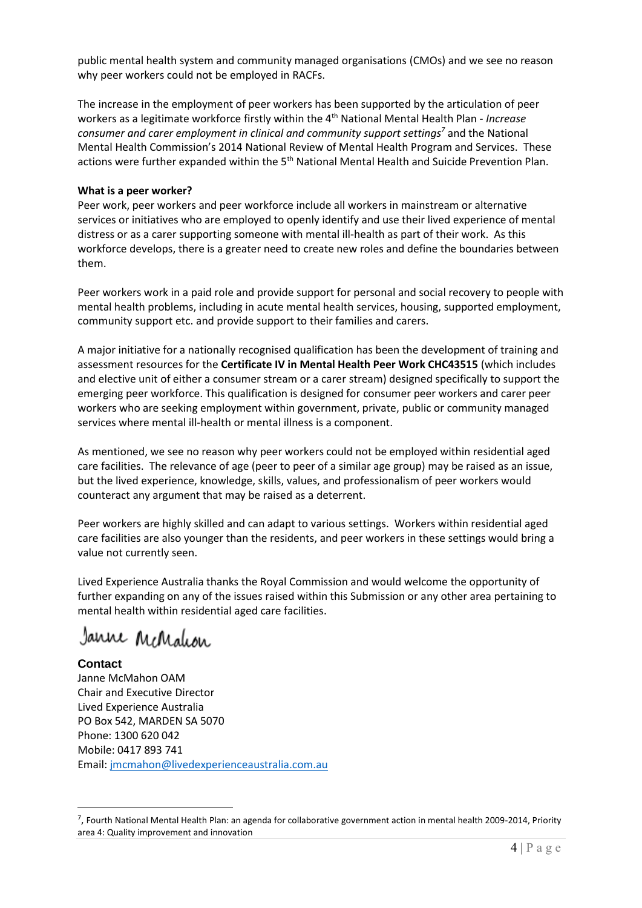public mental health system and community managed organisations (CMOs) and we see no reason why peer workers could not be employed in RACFs.

The increase in the employment of peer workers has been supported by the articulation of peer workers as a legitimate workforce firstly within the 4th National Mental Health Plan - *Increase consumer and carer employment in clinical and community support settings*[7] and the National Mental Health Commission's 2014 National Review of Mental Health Program and Services. These actions were further expanded within the 5th National Mental Health and Suicide Prevention Plan.

**What is a peer worker?**

Peer work, peer workers and peer workforce include all workers in mainstream or alternative services or initiatives who are employed to openly identify and use their lived experience of mental distress or as a carer supporting someone with mental ill-health as part of their work. As this workforce develops, there is a greater need to create new roles and define the boundaries between them.

Peer workers work in a paid role and provide support for personal and social recovery to people with mental health problems, including in acute mental health services, housing, supported employment, community support etc. and provide support to their families and carers.

A major initiative for a nationally recognised qualification has been the development of training and assessment resources for the **Certificate IV in Mental Health Peer Work CHC43515** (which includes and elective unit of either a consumer stream or a carer stream) designed specifically to support the emerging peer workforce. This qualification is designed for consumer peer workers and carer peer workers who are seeking employment within government, private, public or community managed services where mental ill-health or mental illness is a component.

As mentioned, we see no reason why peer workers could not be employed within residential aged care facilities. The relevance of age (peer to peer of a similar age group) may be raised as an issue, but the lived experience, knowledge, skills, values, and professionalism of peer workers would counteract any argument that may be raised as a deterrent.

Peer workers are highly skilled and can adapt to various settings. Workers within residential aged care facilities are also younger than the residents, and peer workers in these settings would bring a value not currently seen.

Lived Experience Australia thanks the Royal Commission and would welcome the opportunity of further expanding on any of the issues raised within this Submission or any other area pertaining to mental health within residential aged care facilities.

Janne McMahon

**Contact**

Janne McMahon OAM
Chair and Executive Director
Lived Experience Australia
PO Box 542, MARDEN SA 5070
Phone: 1300 620 042
Mobile: 0417 893 741
Email: jmcmahon@livedexperienceaustralia.com.au

---

[7], Fourth National Mental Health Plan: an agenda for collaborative government action in mental health 2009-2014, Priority area 4: Quality improvement and innovation